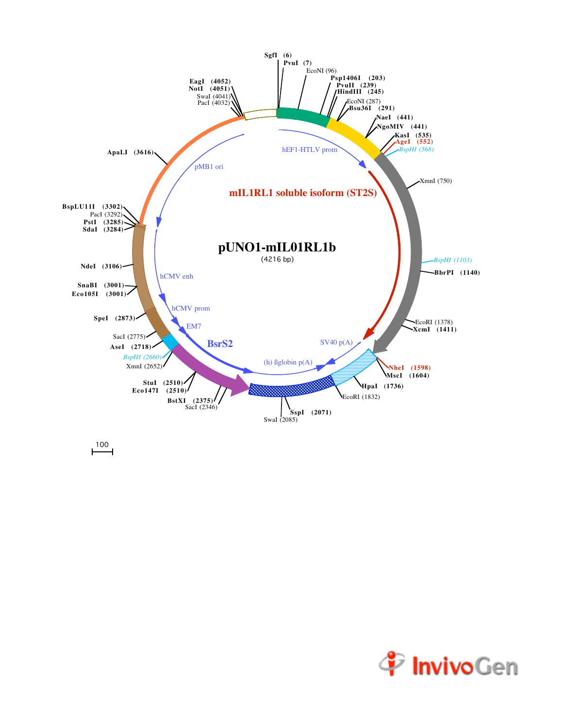# pUNO1-mIL01RL1b

(4216 bp)

**mIL1RL1 soluble isoform (ST2S)**

SgfI (6)
PvuI (7)
EcoNI (96)
Psp1406I (203)
PvuII (239)
HindIII (245)
EcoNI (287)
Bsu36I (291)
NaeI (441)
NgoMIV (441)
KasI (535)
AgeI (552)
BspHI (568)
XmnI (750)
BspHI (1103)
BbrPI (1140)
EcoRI (1378)
XcmI (1411)
NheI (1598)
MscI (1604)
HpaI (1736)
EcoRI (1832)
SspI (2071)
SwaI (2085)
BstXI (2375)
SacI (2346)
StuI (2510)
Eco147I (2510)
XmnI (2652)
BspHI (2660)
AseI (2718)
SacI (2775)
SpeI (2873)
SnaBI (3001)
Eco105I (3001)
NdeI (3106)
SdaI (3284)
PstI (3285)
PacI (3292)
BspLU11I (3302)
ApaLI (3616)
PacI (4032)
SwaI (4041)
NotI (4051)
EagI (4052)

hEF1-HTLV prom
SV40 p(A)
(h) ßglobin p(A)
BsrS2
EM7
hCMV prom
hCMV enh
pMB1 ori

100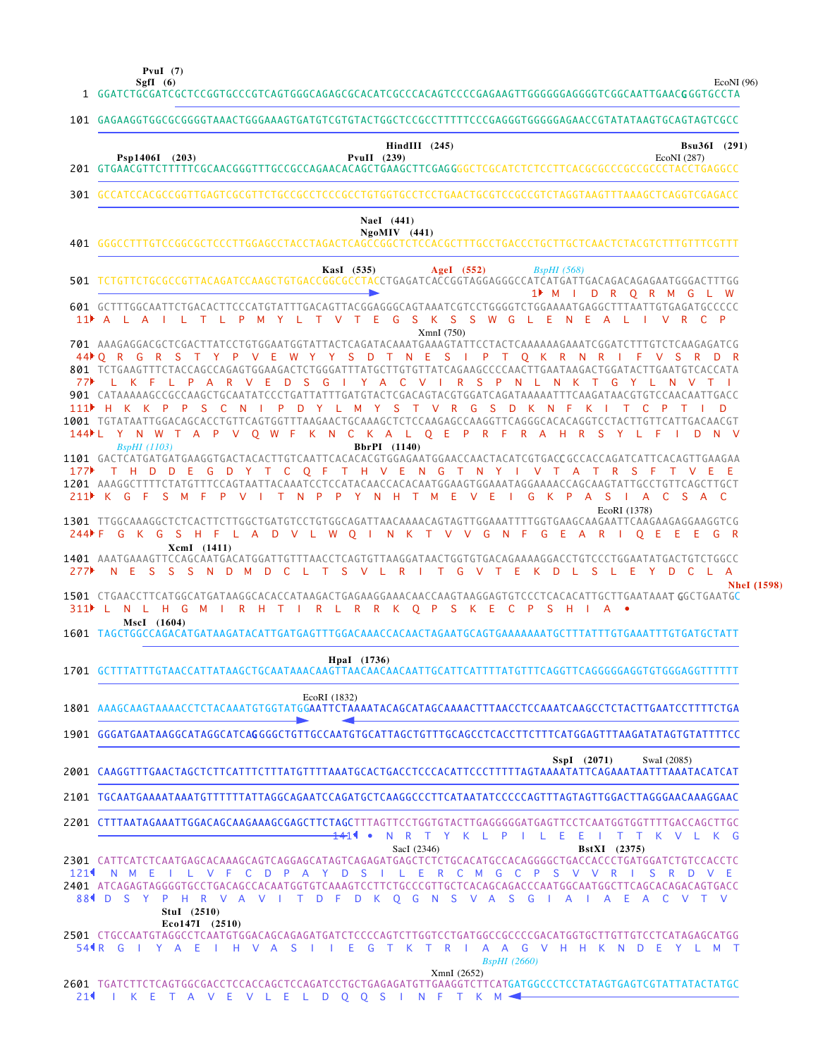```
                PvuI  (7)
                SgfI  (6)                                                                                    EcoNI (96)
   1  GGATCTGCGATCGCTCCGGTGCCCGTCAGTGGGCAGAGCGCACATCGCCCACAGTCCCCGAGAAGTTGGGGGGAGGGGTCGGCAATTGAACGGGTGCCTA

 101  GAGAAGGTGGCGCGGGGTAAACTGGGAAAGTGATGTCGTGTACTGGCTCCGCCTTTTTCCCGAGGGTGGGGGAGAACCGTATATAAGTGCAGTAGTCGCC

                                                     HindIII  (245)                                          Bsu36I  (291)
           Psp1406I  (203)                PvuII  (239)                                          EcoNI (287)
 201  GTGAACGTTCTTTTTCGCAACGGGTTTGCCGCCAGAACACAGCTGAAGCTTCGAGGGGCTCGCATCTCTCCTTCACGCGCCCGCCGCCCTACCTGAGGCC

 301  GCCATCCACGCCGGTTGAGTCGCGTTCTGCCGCCTCCCGCCTGTGGTGCCTCCTGAACTGCGTCCGCCGTCTAGGTAAGTTTAAAGCTCAGGTCGAGACC

                                                  NaeI  (441)
                                                  NgoMIV  (441)
 401  GGGCCTTTGTCCGGCGCTCCCTTGGAGCCTACCTAGACTCAGCCGGCTCTCCACGCTTTGCCTGACCCTGCTTGCTCAACTCTACGTCTTTGTTTCGTT

                                            KasI  (535)            AgeI  (552)           BspHI (568)
 501  TCTGTTCTGCGCCGTTACAGATCCAAGCTGTGACCGGCGCCTACCTGAGATCACCGGTAGGAGGGCCATCATGATTGACAGACAGAGAATGGGACTTTGG
                                                                                           1▸ M  I  D  R  Q  R  M  G  L  W
 601  GCTTTGGCAATTCTGACACTTCCCATGTATTTGACAGTTACGGAGGGCAGTAAATCGTCCTGGGGTCTGGAAAATGAGGCTTTAATTGTGAGATGCCCCC
  11▸  A  L  A  I  L  T  L  P  M  Y  L  T  V  T  E  G  S  K  S  S  W  G  L  E  N  E  A  L  I  V  R  C  P
                                                                                   XmnI (750)
 701  AAAGAGGACGCTCGACTTATCCTGTGGAATGGTATTACTCAGATACAAATGAAAGTATTCCTACTCAAAAAAGAAATCGGATCTTTGTCTCAAGAGATCG
  44▸Q  R  G  R  S  T  Y  P  V  E  W  Y  Y  S  D  T  N  E  S  I  P  T  Q  K  R  N  R  I  F  V  S  R  D  R
 801  TCTGAAGTTTCTACCAGCCAGAGTGGAAGACTCTGGGATTTATGCTTGTGTTATCAGAAGCCCCAACTTGAATAAGACTGGATACTTGAATGTCACCATA
  77▸  L  K  F  L  P  A  R  V  E  D  S  G  I  Y  A  C  V  I  R  S  P  N  L  N  K  T  G  Y  L  N  V  T  I
 901  CATAAAAAGCCGCCAAGCTGCAATATCCCTGATTATTTGATGTACTCGACAGTACGTGGATCAGATAAAAATTTCAAGATAACGTGTCCAACAATTGACC
 111▸ H  K  K  P  P  S  C  N  I  P  D  Y  L  M  Y  S  T  V  R  G  S  D  K  N  F  K  I  T  C  P  T  I  D
1001  TGTATAATTGGACAGCACCTGTTCAGTGGTTTAAGAACTGCAAAGCTCTCCAAGAGCCAAGGTTCAGGGCACACAGGTCCTACTTGTTCATTGACAACGT
 144▸L  Y  N  W  T  A  P  V  Q  W  F  K  N  C  K  A  L  Q  E  P  R  F  R  A  H  R  S  Y  L  F  I  D  N  V
          BspHI (1103)                                    BbrPI  (1140)
1101  GACTCATGATGATGAAGGTGACTACACTTGTCAATTCACACACGTGGAGAATGGAACCAACTACATCGTGACCGCCACCAGATCATTCACAGTTGAAGAA
 177▸  T  H  D  D  E  G  D  Y  T  C  Q  F  T  H  V  E  N  G  T  N  Y  I  V  T  A  T  R  S  F  T  V  E  E
1201  AAAGGCTTTTCTATGTTTCCAGTAATTACAAATCCTCCATACAACCACACAATGGAAGTGGAAATAGGAAAACCAGCAAGTATTGCCTGTTCAGCTTGCT
 211▸  K  G  F  S  M  F  P  V  I  T  N  P  P  Y  N  H  T  M  E  V  E  I  G  K  P  A  S  I  A  C  S  A  C
                                                                                      EcoRI (1378)
1301  TTGGCAAAGGCTCTCACTTCTTGGCTGATGTCCTGTGGCAGATTAACAAAACAGTAGTTGGAAATTTTGGTGAAGCAAGAATTCAAGAAGAGGAAGGTCG
 244▸F  G  K  G  S  H  F  L  A  D  V  L  W  Q  I  N  K  T  V  V  G  N  F  G  E  A  R  I  Q  E  E  E  G  R
                 XcmI  (1411)
1401  AAATGAAAGTTCCAGCAATGACATGGATTGTTTAACCTCAGTGTTAAGGATAACTGGTGTGACAGAAAAGGACCTGTCCCTGGAATATGACTGTCTGGCC
 277▸  N  E  S  S  S  N  D  M  D  C  L  T  S  V  L  R  I  T  G  V  T  E  K  D  L  S  L  E  Y  D  C  L  A
                                                                                                    NheI (1598)
1501  CTGAACCTTCATGGCATGATAAGGCACACCATAAGACTGAGAAGGAAACAACCAAGTAAGGAGTGTCCCTCACACATTGCTTGAATAAATGGCTGAATGC
 311▸  L  N  L  H  G  M  I  R  H  T  I  R  L  R  R  K  Q  P  S  K  E  C  P  S  H  I  A  •
          MscI  (1604)
1601  TAGCTGGCCAGACATGATAAGATACATTGATGAGTTTGGACAAACCACAACTAGAATGCAGTGAAAAAAATGCTTTATTTGTGAAATTTGTGATGCTATT

                                                  HpaI  (1736)
1701  GCTTTATTTGTAACCATTATAAGCTGCAATAAACAAGTTAACAACAACAATTGCATTCATTTTATGTTTCAGGTTCAGGGGGAGGTGTGGGAGGTTTTTT

                              EcoRI (1832)
1801  AAAGCAAGTAAAACCTCTACAAATGTGGTATGGAATTCTAAAATACAGCATAGCAAAACTTTAACCTCCAAATCAAGCCTCTACTTGAATCCTTTTCTGA

1901  GGGATGAATAAGGCATAGGCATCAGGGGCTGTTGCCAATGTGCATTAGCTGTTTGCAGCCTCACCTTCTTTCATGGAGTTTAAGATATAGTGTATTTTCC

                                                                                SspI  (2071)         SwaI (2085)
2001  CAAGGTTTGAACTAGCTCTTCATTTCTTTATGTTTTAAATGCACTGACCTCCCACATTCCCTTTTTAGTAAAATATTCAGAAATAATTTAAATACATCAT

2101  TGCAATGAAAATAAATGTTTTTTATTAGGCAGAATCCAGATGCTCAAGGCCCTTCATAATATCCCCCAGTTTAGTAGTTGGACTTAGGGAACAAAGGAAC

2201  CTTTAATAGAAATTGGACAGCAAGAAAGCGAGCTTCTAGCTTTAGTTCCTGGTGTACTTGAGGGGGATGAGTTCCTCAATGGTGGTTTTGACCAGCTTGC
                                            141◂ •  N  R  T  Y  K  L  P  I  L  E  E  I  T  T  K  V  L  K  G
                                                          SacI (2346)                     BstXI  (2375)
2301  CATTCATCTCAATGAGCACAAAGCAGTCAGGAGCATAGTCAGAGATGAGCTCTCTGCACATGCCACAGGGGCTGACCACCCTGATGGATCTGTCCACCTC
 121◂  N  M  E  I  L  V  F  C  D  P  A  Y  D  S  I  L  E  R  C  M  G  C  P  S  V  V  R  I  S  R  D  V  E
2401  ATCAGAGTAGGGGTCCTGACAGCCACAATGGTGTCAAAGTCCTTCTGCCCGTTGCTCACAGCAGACCCAATGGCAATGGCTTCAGCACAGACAGTGACC
  88◂ D  S  Y  P  H  R  V  A  V  I  T  D  F  D  K  Q  G  N  S  V  A  S  G  I  A  I  A  E  A  C  V  T  V
                StuI  (2510)
                Eco147I  (2510)
2501  CTGCCAATGTAGGCCTCAATGTGGACAGCAGAGATGATCTCCCCAGTCTTGGTCCTGATGGCCGCCCCGACATGGTGCTTGTTGTCCTCATAGAGCATGG
  54◂R  G  I  Y  A  E  I  H  V  A  S  I  I  E  G  T  K  T  R  I  A  A  G  V  H  H  K  N  D  E  Y  L  M  T
                                                                                   BspHI (2660)
                                                                           XmnI (2652)
2601  TGATCTTCTCAGTGGCGACCTCCACCAGCTCCAGATCCTGCTGAGAGATGTTGAAGGTCTTCATGATGGCCCTCCTATAGTGAGTCGTATTATACTATGC
  21◂  I  K  E  T  A  V  E  V  L  E  L  D  Q  Q  S  I  N  F  T  K  M
```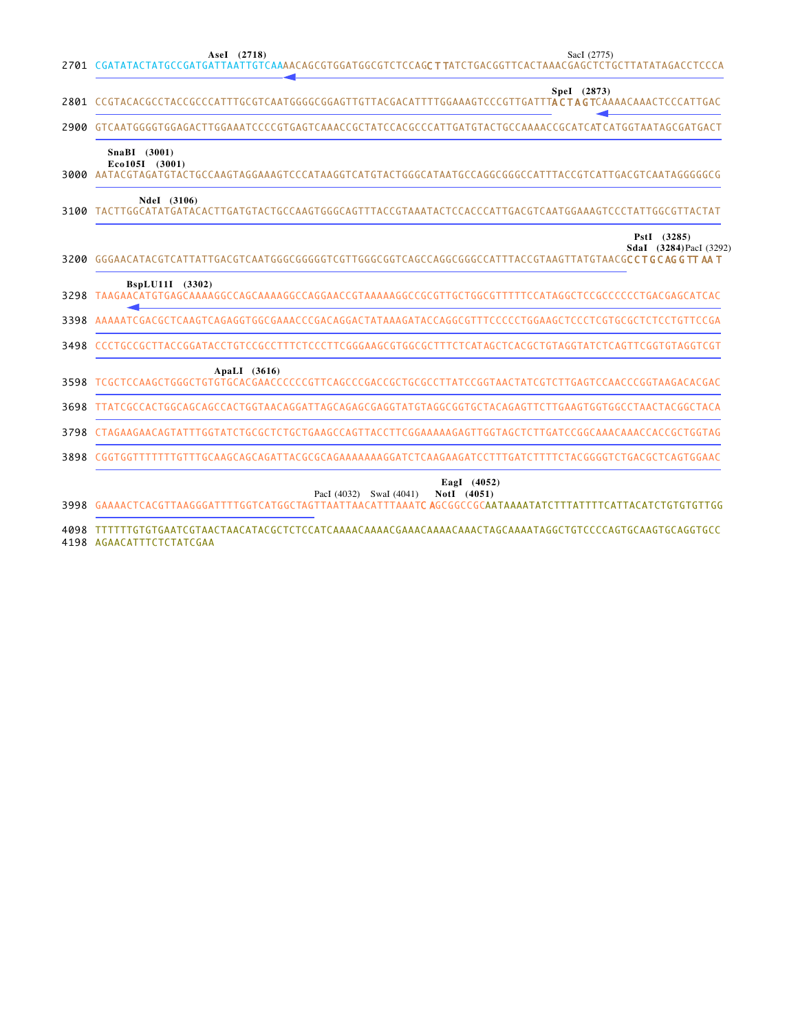AseI (2718) SacI (2775)

2701 CGATATACTATGCCGATGATTAATTGTCAAAACAGCGTGGATGGCGTCTCCAGCTTATCTGACGGTTCACTAAACGAGCTCTGCTTATATAGACCTCCCA

SpeI (2873)

2801 CCGTACACGCCTACCGCCCATTTGCGTCAATGGGGCGGAGTTGTTACGACATTTTGGAAAGTCCCGTTGATTTACTAGTCAAAACAAACTCCCATTGAC

2900 GTCAATGGGGTGGAGACTTGGAAATCCCCGTGAGTCAAACCGCTATCCACGCCCATTGATGTACTGCCAAAACCGCATCATCATGGTAATAGCGATGACT

SnaBI (3001)
Eco105I (3001)

3000 AATACGTAGATGTACTGCCAAGTAGGAAAGTCCCATAAGGTCATGTACTGGGCATAATGCCAGGCGGGCCATTTACCGTCATTGACGTCAATAGGGGGCG

NdeI (3106)

3100 TACTTGGCATATGATACACTTGATGTACTGCCAAGTGGGCAGTTTACCGTAAATACTCCACCCATTGACGTCAATGGAAAGTCCCTATTGGCGTTACTAT

PstI (3285)
SdaI (3284) PacI (3292)

3200 GGGAACATACGTCATTATTGACGTCAATGGGCGGGGGTCGTTGGGCGGTCAGCCAGGCGGGCCATTTACCGTAAGTTATGTAACGCCTGCAGGTTAAT

BspLU11I (3302)

3298 TAAGAACATGTGAGCAAAAGGCCAGCAAAAGGCCAGGAACCGTAAAAAGGCCGCGTTGCTGGCGTTTTTCCATAGGCTCCGCCCCCCTGACGAGCATCAC

3398 AAAAATCGACGCTCAAGTCAGAGGTGGCGAAACCCGACAGGACTATAAAGATACCAGGCGTTTCCCCCTGGAAGCTCCCTCGTGCGCTCTCCTGTTCCGA

3498 CCCTGCCGCTTACCGGATACCTGTCCGCCTTTCTCCCTTCGGGAAGCGTGGCGCTTTCTCATAGCTCACGCTGTAGGTATCTCAGTTCGGTGTAGGTCGT

ApaLI (3616)

3598 TCGCTCCAAGCTGGGCTGTGTGCACGAACCCCCCGTTCAGCCCGACCGCTGCGCCTTATCCGGTAACTATCGTCTTGAGTCCAACCCGGTAAGACACGAC

3698 TTATCGCCACTGGCAGCAGCCACTGGTAACAGGATTAGCAGAGCGAGGTATGTAGGCGGTGCTACAGAGTTCTTGAAGTGGTGGCCTAACTACGGCTACA

3798 CTAGAAGAACAGTATTTGGTATCTGCGCTCTGCTGAAGCCAGTTACCTTCGGAAAAAGAGTTGGTAGCTCTTGATCCGGCAAACAAACCACCGCTGGTAG

3898 CGGTGGTTTTTTTGTTTGCAAGCAGCAGATTACGCGCAGAAAAAAAGGATCTCAAGAAGATCCTTTGATCTTTTCTACGGGGTCTGACGCTCAGTGGAAC

EagI (4052)
PacI (4032) SwaI (4041) NotI (4051)

3998 GAAAACTCACGTTAAGGGATTTTGGTCATGGCTAGTTAATTAACATTTAAATCAGCGGCCGCAATAAAATATCTTTATTTTCATTACATCTGTGTGTTGG

4098 TTTTTTGTGTGAATCGTAACTAACATACGCTCTCCATCAAAACAAAACGAAACAAAACAAACTAGCAAAATAGGCTGTCCCCAGTGCAAGTGCAGGTGCC

4198 AGAACATTTCTCTATCGAA